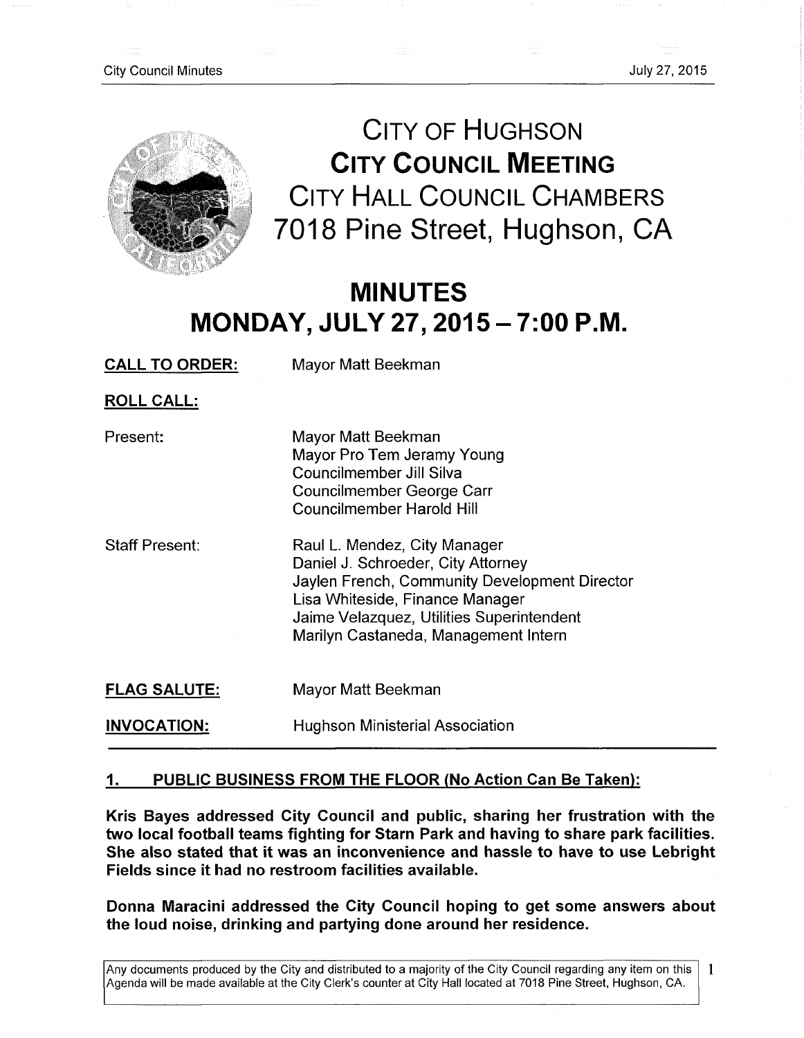# CITY OF HUGHSON
# CITY COUNCIL MEETING
## CITY HALL COUNCIL CHAMBERS
## 7018 Pine Street, Hughson, CA

# MINUTES
# MONDAY, JULY 27, 2015 – 7:00 P.M.

**CALL TO ORDER:** Mayor Matt Beekman

**ROLL CALL:**

Present:
Mayor Matt Beekman
Mayor Pro Tem Jeramy Young
Councilmember Jill Silva
Councilmember George Carr
Councilmember Harold Hill

Staff Present:
Raul L. Mendez, City Manager
Daniel J. Schroeder, City Attorney
Jaylen French, Community Development Director
Lisa Whiteside, Finance Manager
Jaime Velazquez, Utilities Superintendent
Marilyn Castaneda, Management Intern

**FLAG SALUTE:** Mayor Matt Beekman

**INVOCATION:** Hughson Ministerial Association

## 1. PUBLIC BUSINESS FROM THE FLOOR (No Action Can Be Taken):

**Kris Bayes addressed City Council and public, sharing her frustration with the two local football teams fighting for Starn Park and having to share park facilities. She also stated that it was an inconvenience and hassle to have to use Lebright Fields since it had no restroom facilities available.**

**Donna Maracini addressed the City Council hoping to get some answers about the loud noise, drinking and partying done around her residence.**

Any documents produced by the City and distributed to a majority of the City Council regarding any item on this Agenda will be made available at the City Clerk's counter at City Hall located at 7018 Pine Street, Hughson, CA.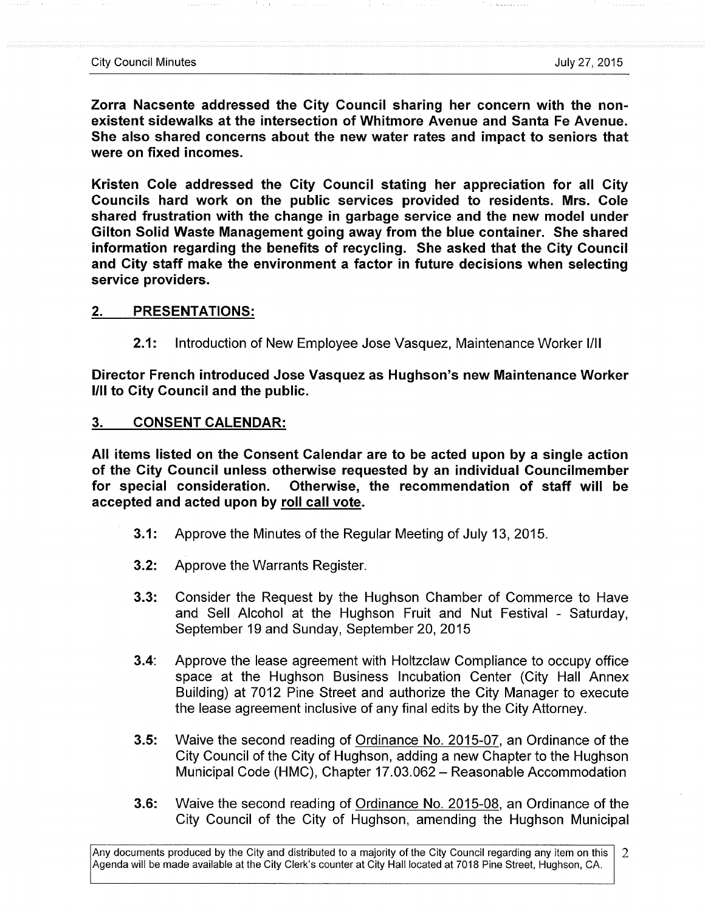**Zorra Nacsente addressed the City Council sharing her concern with the non-existent sidewalks at the intersection of Whitmore Avenue and Santa Fe Avenue. She also shared concerns about the new water rates and impact to seniors that were on fixed incomes.**

**Kristen Cole addressed the City Council stating her appreciation for all City Councils hard work on the public services provided to residents. Mrs. Cole shared frustration with the change in garbage service and the new model under Gilton Solid Waste Management going away from the blue container. She shared information regarding the benefits of recycling. She asked that the City Council and City staff make the environment a factor in future decisions when selecting service providers.**

## 2. PRESENTATIONS:

**2.1:** Introduction of New Employee Jose Vasquez, Maintenance Worker I/II

**Director French introduced Jose Vasquez as Hughson's new Maintenance Worker I/II to City Council and the public.**

## 3. CONSENT CALENDAR:

**All items listed on the Consent Calendar are to be acted upon by a single action of the City Council unless otherwise requested by an individual Councilmember for special consideration. Otherwise, the recommendation of staff will be accepted and acted upon by roll call vote.**

**3.1:** Approve the Minutes of the Regular Meeting of July 13, 2015.

**3.2:** Approve the Warrants Register.

**3.3:** Consider the Request by the Hughson Chamber of Commerce to Have and Sell Alcohol at the Hughson Fruit and Nut Festival - Saturday, September 19 and Sunday, September 20, 2015

**3.4:** Approve the lease agreement with Holtzclaw Compliance to occupy office space at the Hughson Business Incubation Center (City Hall Annex Building) at 7012 Pine Street and authorize the City Manager to execute the lease agreement inclusive of any final edits by the City Attorney.

**3.5:** Waive the second reading of Ordinance No. 2015-07, an Ordinance of the City Council of the City of Hughson, adding a new Chapter to the Hughson Municipal Code (HMC), Chapter 17.03.062 – Reasonable Accommodation

**3.6:** Waive the second reading of Ordinance No. 2015-08, an Ordinance of the City Council of the City of Hughson, amending the Hughson Municipal

Any documents produced by the City and distributed to a majority of the City Council regarding any item on this Agenda will be made available at the City Clerk's counter at City Hall located at 7018 Pine Street, Hughson, CA.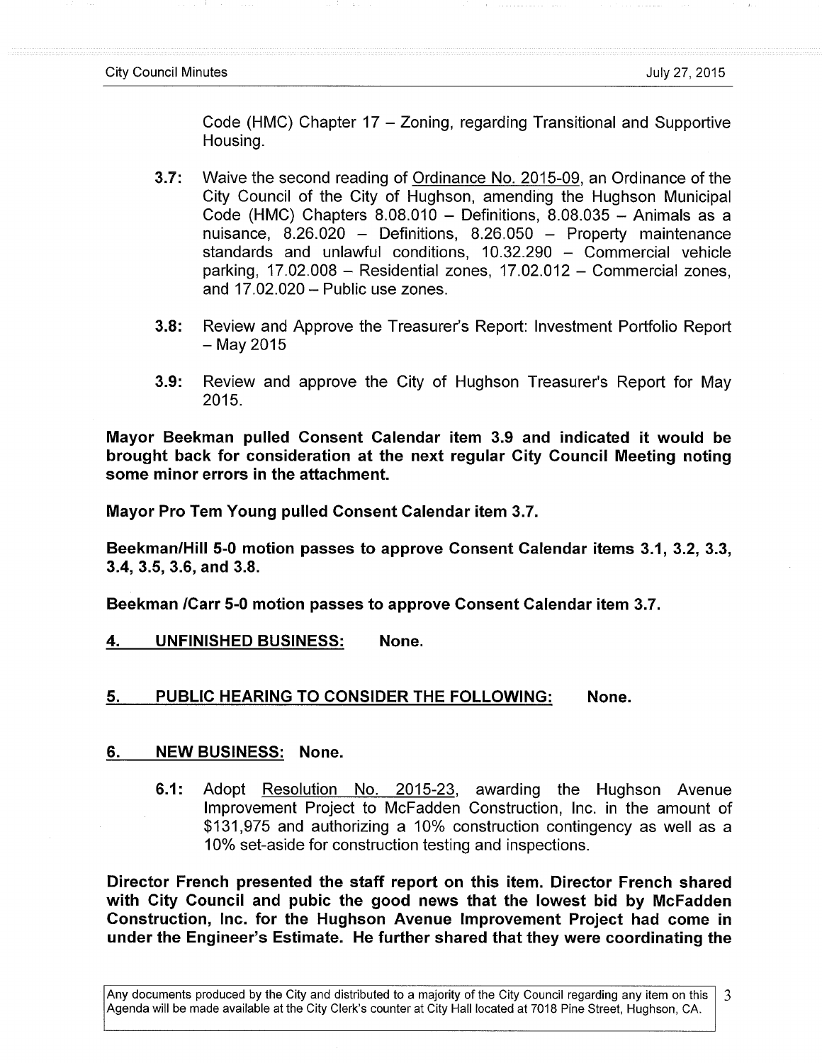Code (HMC) Chapter 17 – Zoning, regarding Transitional and Supportive Housing.

**3.7:** Waive the second reading of Ordinance No. 2015-09, an Ordinance of the City Council of the City of Hughson, amending the Hughson Municipal Code (HMC) Chapters 8.08.010 – Definitions, 8.08.035 – Animals as a nuisance, 8.26.020 – Definitions, 8.26.050 – Property maintenance standards and unlawful conditions, 10.32.290 – Commercial vehicle parking, 17.02.008 – Residential zones, 17.02.012 – Commercial zones, and 17.02.020 – Public use zones.

**3.8:** Review and Approve the Treasurer's Report: Investment Portfolio Report – May 2015

**3.9:** Review and approve the City of Hughson Treasurer's Report for May 2015.

**Mayor Beekman pulled Consent Calendar item 3.9 and indicated it would be brought back for consideration at the next regular City Council Meeting noting some minor errors in the attachment.**

**Mayor Pro Tem Young pulled Consent Calendar item 3.7.**

**Beekman/Hill 5-0 motion passes to approve Consent Calendar items 3.1, 3.2, 3.3, 3.4, 3.5, 3.6, and 3.8.**

**Beekman /Carr 5-0 motion passes to approve Consent Calendar item 3.7.**

## 4. UNFINISHED BUSINESS: None.

## 5. PUBLIC HEARING TO CONSIDER THE FOLLOWING: None.

## 6. NEW BUSINESS: None.

**6.1:** Adopt Resolution No. 2015-23, awarding the Hughson Avenue Improvement Project to McFadden Construction, Inc. in the amount of $131,975 and authorizing a 10% construction contingency as well as a 10% set-aside for construction testing and inspections.

**Director French presented the staff report on this item. Director French shared with City Council and pubic the good news that the lowest bid by McFadden Construction, Inc. for the Hughson Avenue Improvement Project had come in under the Engineer's Estimate. He further shared that they were coordinating the**

Any documents produced by the City and distributed to a majority of the City Council regarding any item on this Agenda will be made available at the City Clerk's counter at City Hall located at 7018 Pine Street, Hughson, CA.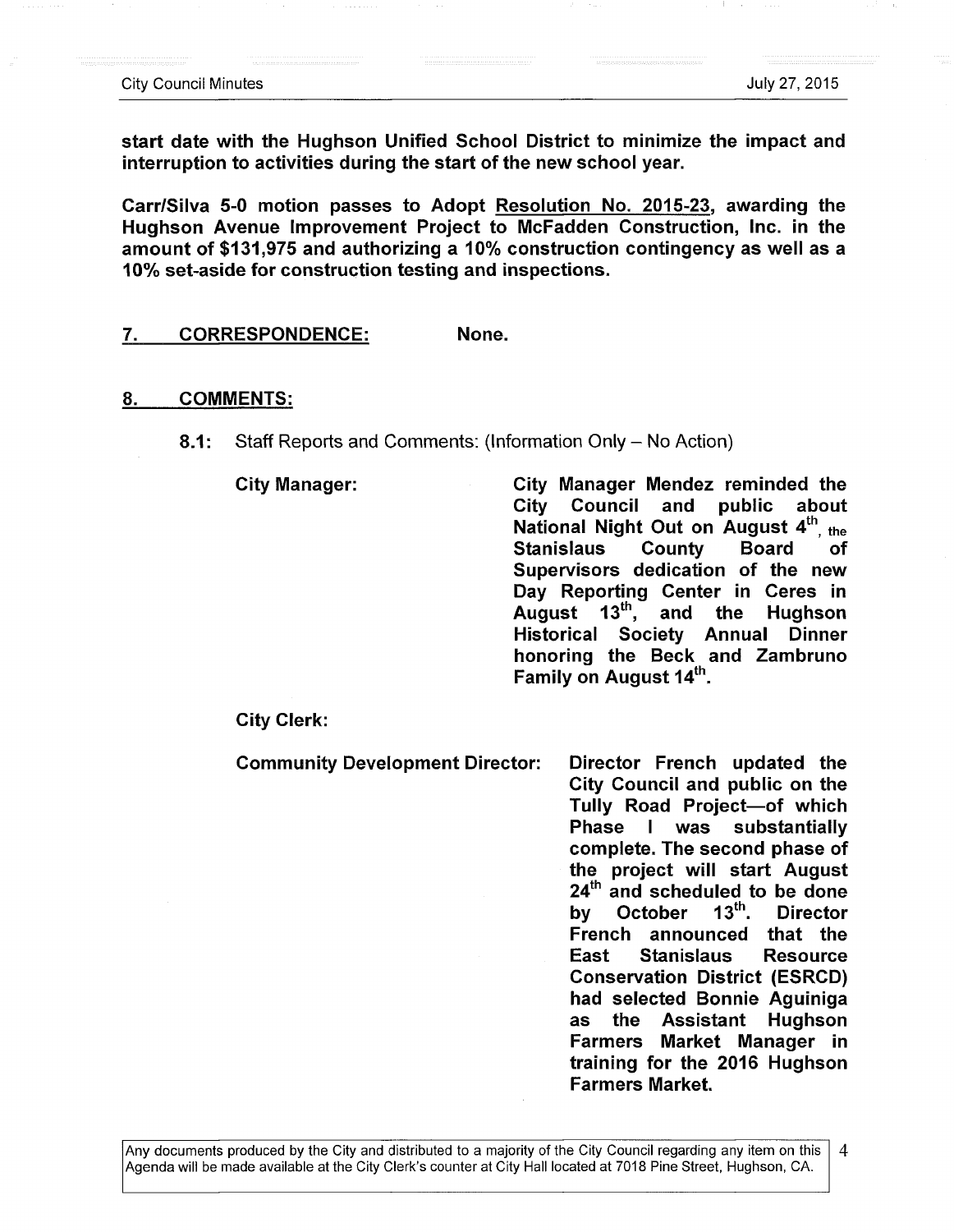**start date with the Hughson Unified School District to minimize the impact and interruption to activities during the start of the new school year.**

**Carr/Silva 5-0 motion passes to Adopt Resolution No. 2015-23, awarding the Hughson Avenue Improvement Project to McFadden Construction, Inc. in the amount of $131,975 and authorizing a 10% construction contingency as well as a 10% set-aside for construction testing and inspections.**

## 7. CORRESPONDENCE: None.

## 8. COMMENTS:

**8.1:** Staff Reports and Comments: (Information Only – No Action)

**City Manager:** **City Manager Mendez reminded the City Council and public about National Night Out on August 4th, the Stanislaus County Board of Supervisors dedication of the new Day Reporting Center in Ceres in August 13th, and the Hughson Historical Society Annual Dinner honoring the Beck and Zambruno Family on August 14th.**

**City Clerk:**

**Community Development Director:** **Director French updated the City Council and public on the Tully Road Project—of which Phase I was substantially complete. The second phase of the project will start August 24th and scheduled to be done by October 13th. Director French announced that the East Stanislaus Resource Conservation District (ESRCD) had selected Bonnie Aguiniga as the Assistant Hughson Farmers Market Manager in training for the 2016 Hughson Farmers Market.**

Any documents produced by the City and distributed to a majority of the City Council regarding any item on this Agenda will be made available at the City Clerk's counter at City Hall located at 7018 Pine Street, Hughson, CA.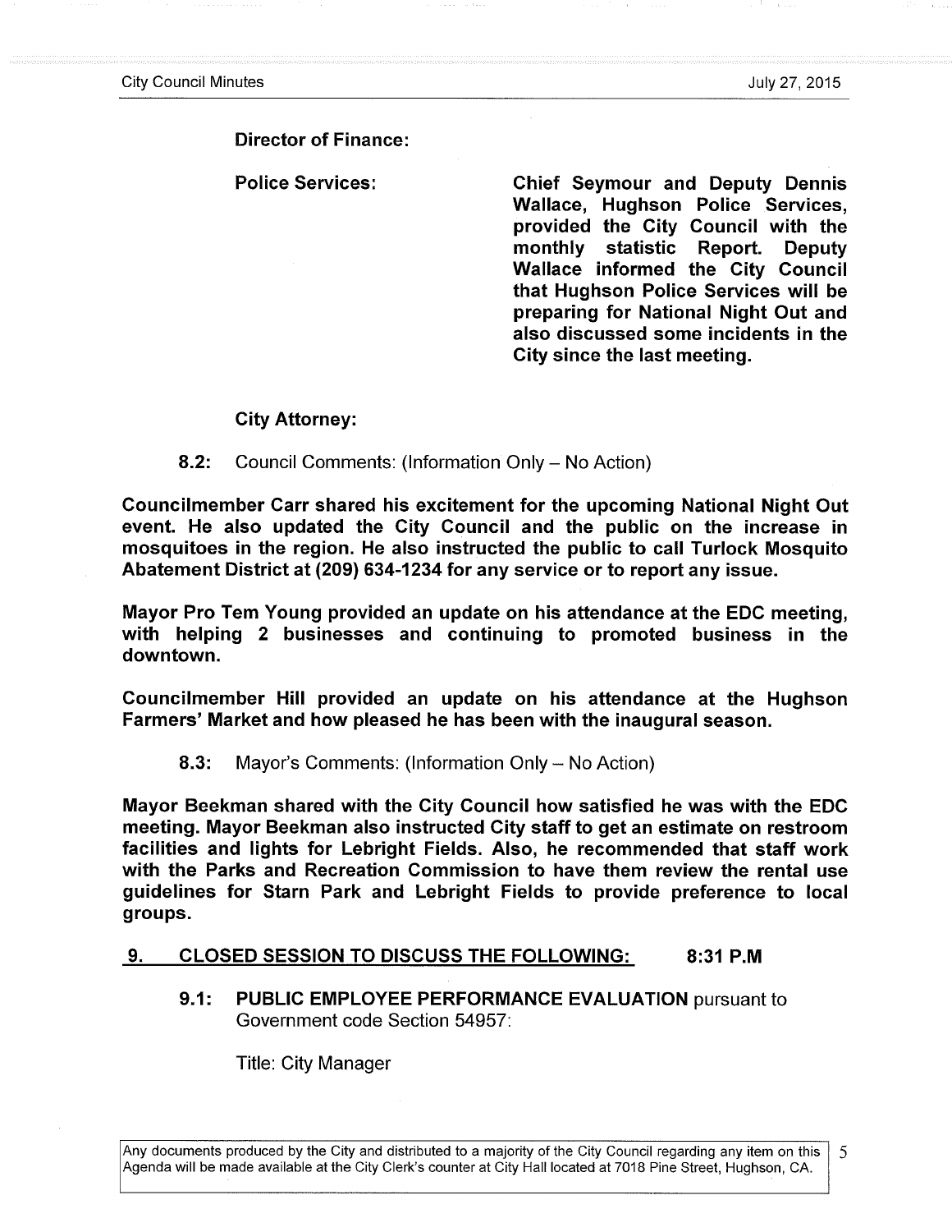**Director of Finance:**

**Police Services:** **Chief Seymour and Deputy Dennis Wallace, Hughson Police Services, provided the City Council with the monthly statistic Report. Deputy Wallace informed the City Council that Hughson Police Services will be preparing for National Night Out and also discussed some incidents in the City since the last meeting.**

**City Attorney:**

**8.2:** Council Comments: (Information Only – No Action)

**Councilmember Carr shared his excitement for the upcoming National Night Out event. He also updated the City Council and the public on the increase in mosquitoes in the region. He also instructed the public to call Turlock Mosquito Abatement District at (209) 634-1234 for any service or to report any issue.**

**Mayor Pro Tem Young provided an update on his attendance at the EDC meeting, with helping 2 businesses and continuing to promoted business in the downtown.**

**Councilmember Hill provided an update on his attendance at the Hughson Farmers' Market and how pleased he has been with the inaugural season.**

**8.3:** Mayor's Comments: (Information Only – No Action)

**Mayor Beekman shared with the City Council how satisfied he was with the EDC meeting. Mayor Beekman also instructed City staff to get an estimate on restroom facilities and lights for Lebright Fields. Also, he recommended that staff work with the Parks and Recreation Commission to have them review the rental use guidelines for Starn Park and Lebright Fields to provide preference to local groups.**

## 9. CLOSED SESSION TO DISCUSS THE FOLLOWING: 8:31 P.M

**9.1: PUBLIC EMPLOYEE PERFORMANCE EVALUATION** pursuant to Government code Section 54957:

Title: City Manager

Any documents produced by the City and distributed to a majority of the City Council regarding any item on this Agenda will be made available at the City Clerk's counter at City Hall located at 7018 Pine Street, Hughson, CA.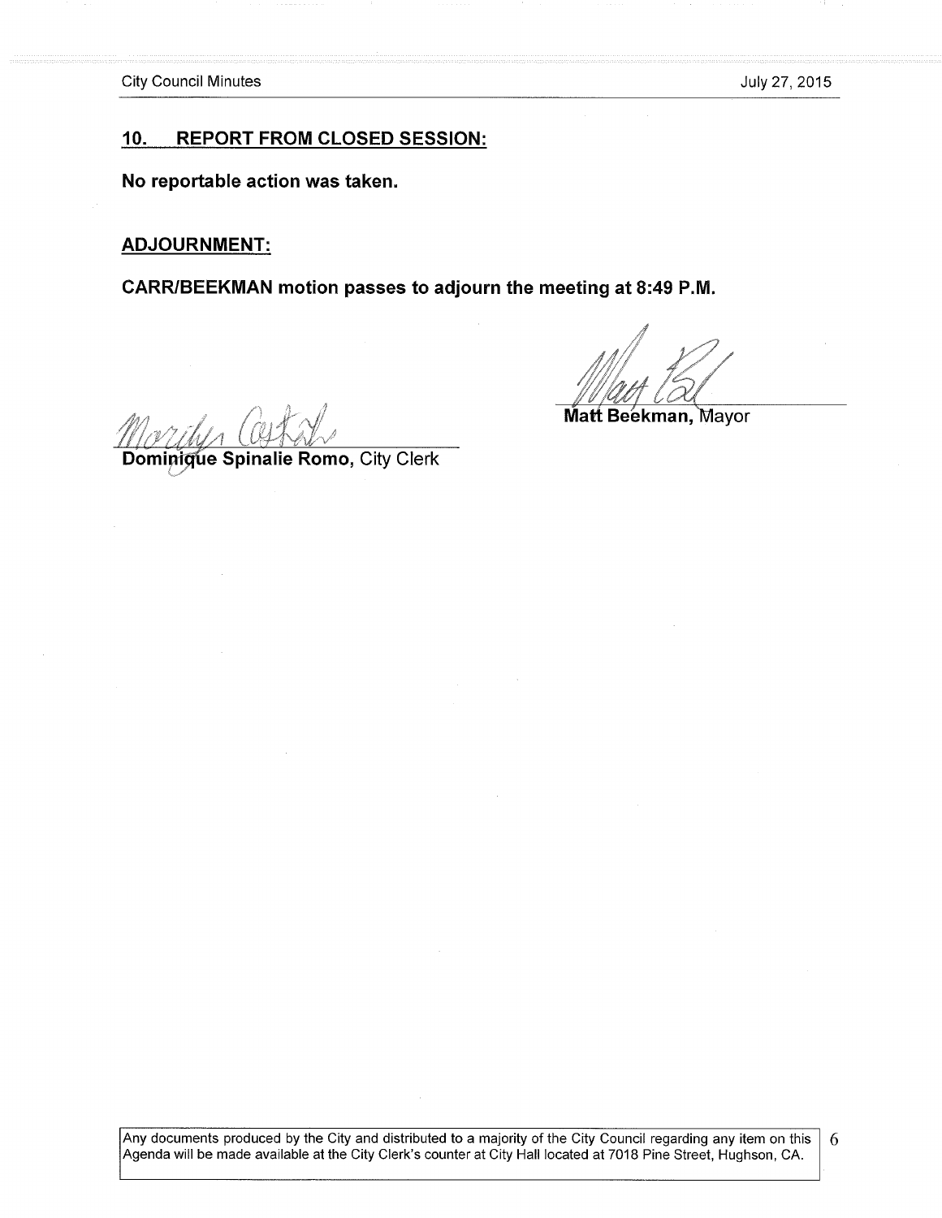## 10. REPORT FROM CLOSED SESSION:

**No reportable action was taken.**

## ADJOURNMENT:

**CARR/BEEKMAN motion passes to adjourn the meeting at 8:49 P.M.**

**Matt Beekman,** Mayor

**Dominique Spinalie Romo,** City Clerk

Any documents produced by the City and distributed to a majority of the City Council regarding any item on this Agenda will be made available at the City Clerk's counter at City Hall located at 7018 Pine Street, Hughson, CA.